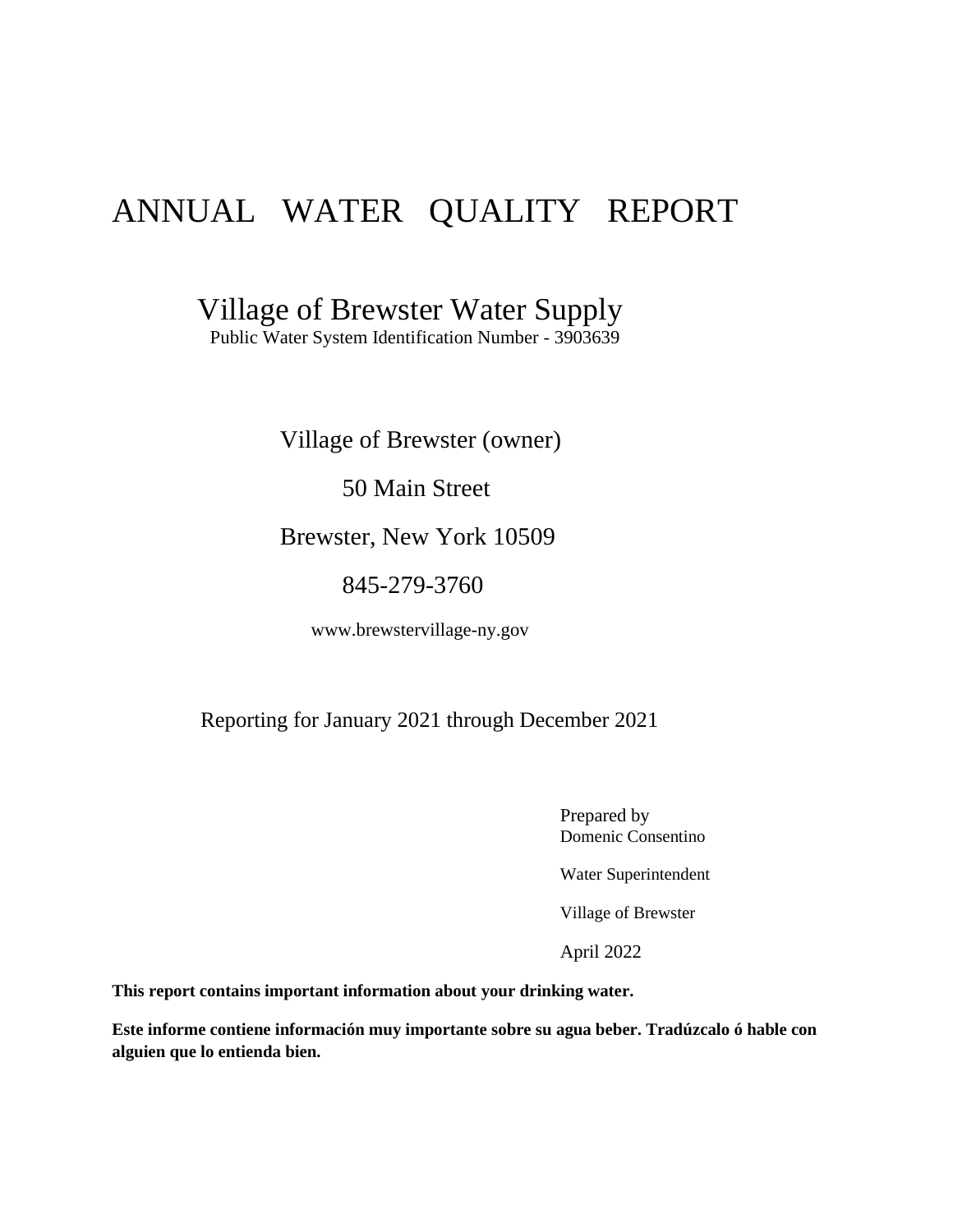# ANNUAL WATER QUALITY REPORT

## Village of Brewster Water Supply

Public Water System Identification Number - 3903639

Village of Brewster (owner)

50 Main Street

Brewster, New York 10509

845-279-3760

www.brewstervillage-ny.gov

Reporting for January 2021 through December 2021

Prepared by
Domenic Consentino

Water Superintendent

Village of Brewster

April 2022

**This report contains important information about your drinking water.**

**Este informe contiene información muy importante sobre su agua beber. Tradúzcalo ó hable con alguien que lo entienda bien.**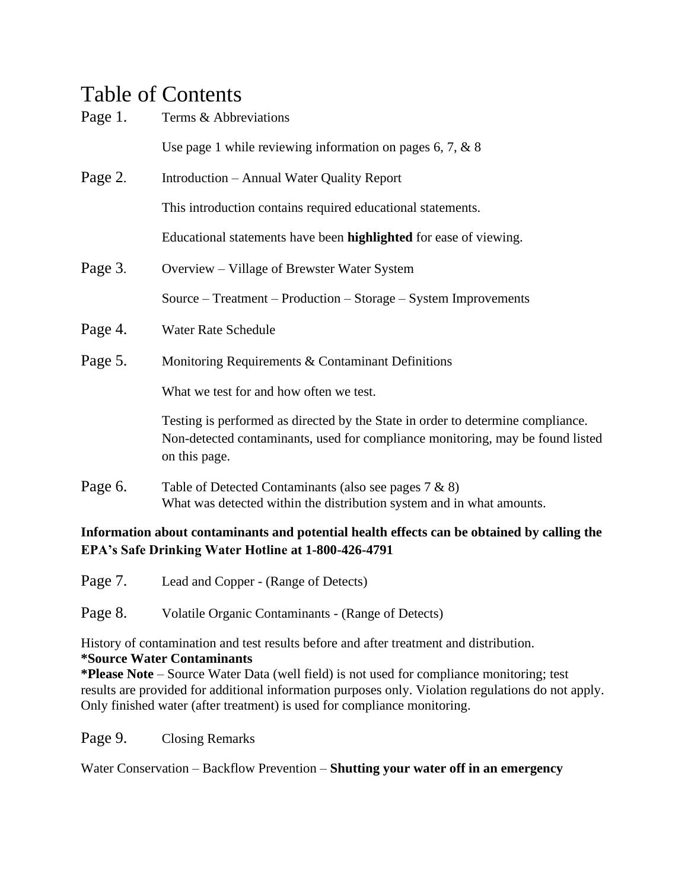# Table of Contents

Page 1. Terms & Abbreviations

Use page 1 while reviewing information on pages 6, 7, & 8

Page 2. Introduction – Annual Water Quality Report

This introduction contains required educational statements.

Educational statements have been **highlighted** for ease of viewing.

Page 3. Overview – Village of Brewster Water System

Source – Treatment – Production – Storage – System Improvements

Page 4. Water Rate Schedule

Page 5. Monitoring Requirements & Contaminant Definitions

What we test for and how often we test.

Testing is performed as directed by the State in order to determine compliance. Non-detected contaminants, used for compliance monitoring, may be found listed on this page.

Page 6. Table of Detected Contaminants (also see pages 7 & 8)
What was detected within the distribution system and in what amounts.

**Information about contaminants and potential health effects can be obtained by calling the EPA's Safe Drinking Water Hotline at 1-800-426-4791**

Page 7. Lead and Copper - (Range of Detects)

Page 8. Volatile Organic Contaminants - (Range of Detects)

History of contamination and test results before and after treatment and distribution.
**\*Source Water Contaminants**
**\*Please Note** – Source Water Data (well field) is not used for compliance monitoring; test results are provided for additional information purposes only. Violation regulations do not apply. Only finished water (after treatment) is used for compliance monitoring.

Page 9. Closing Remarks

Water Conservation – Backflow Prevention – **Shutting your water off in an emergency**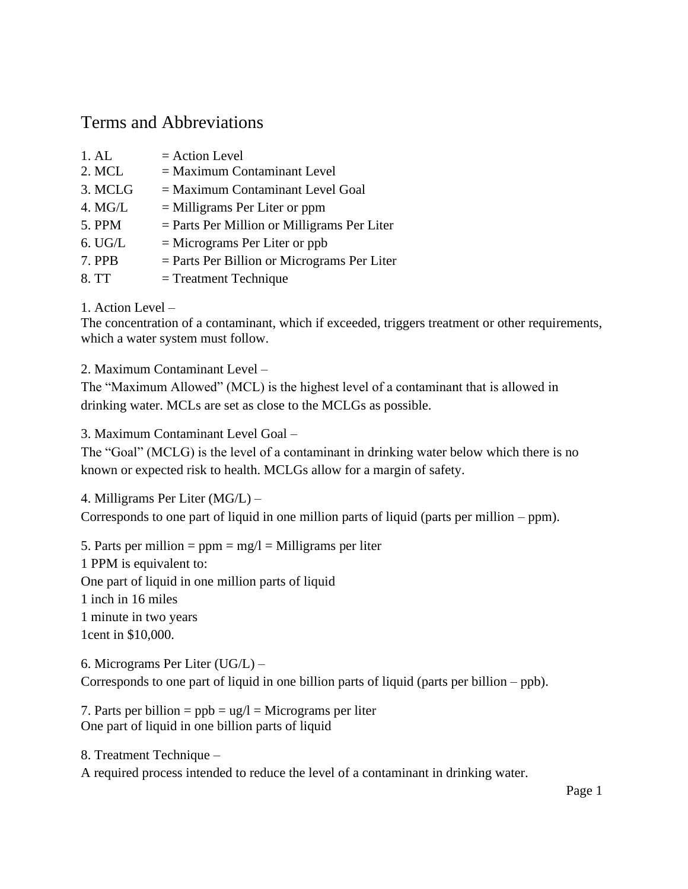# Terms and Abbreviations

1. AL = Action Level
2. MCL = Maximum Contaminant Level
3. MCLG = Maximum Contaminant Level Goal
4. MG/L = Milligrams Per Liter or ppm
5. PPM = Parts Per Million or Milligrams Per Liter
6. UG/L = Micrograms Per Liter or ppb
7. PPB = Parts Per Billion or Micrograms Per Liter
8. TT = Treatment Technique

1. Action Level –
The concentration of a contaminant, which if exceeded, triggers treatment or other requirements, which a water system must follow.

2. Maximum Contaminant Level –
The "Maximum Allowed" (MCL) is the highest level of a contaminant that is allowed in drinking water. MCLs are set as close to the MCLGs as possible.

3. Maximum Contaminant Level Goal –
The "Goal" (MCLG) is the level of a contaminant in drinking water below which there is no known or expected risk to health. MCLGs allow for a margin of safety.

4. Milligrams Per Liter (MG/L) –
Corresponds to one part of liquid in one million parts of liquid (parts per million – ppm).

5. Parts per million = ppm = mg/l = Milligrams per liter
1 PPM is equivalent to:
One part of liquid in one million parts of liquid
1 inch in 16 miles
1 minute in two years
1cent in $10,000.

6. Micrograms Per Liter (UG/L) –
Corresponds to one part of liquid in one billion parts of liquid (parts per billion – ppb).

7. Parts per billion = ppb = ug/l = Micrograms per liter
One part of liquid in one billion parts of liquid

8. Treatment Technique –
A required process intended to reduce the level of a contaminant in drinking water.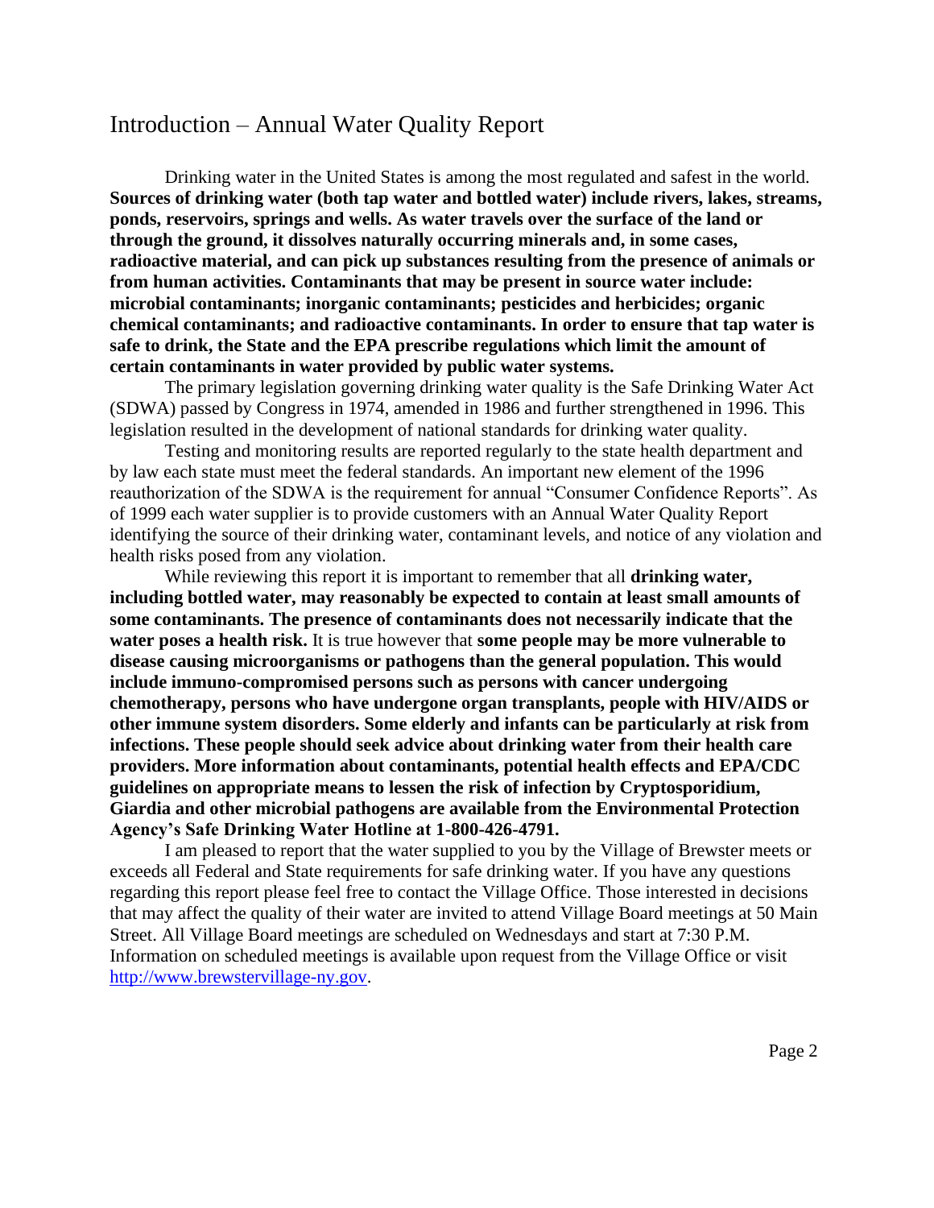# Introduction – Annual Water Quality Report

Drinking water in the United States is among the most regulated and safest in the world. **Sources of drinking water (both tap water and bottled water) include rivers, lakes, streams, ponds, reservoirs, springs and wells. As water travels over the surface of the land or through the ground, it dissolves naturally occurring minerals and, in some cases, radioactive material, and can pick up substances resulting from the presence of animals or from human activities. Contaminants that may be present in source water include: microbial contaminants; inorganic contaminants; pesticides and herbicides; organic chemical contaminants; and radioactive contaminants. In order to ensure that tap water is safe to drink, the State and the EPA prescribe regulations which limit the amount of certain contaminants in water provided by public water systems.**

The primary legislation governing drinking water quality is the Safe Drinking Water Act (SDWA) passed by Congress in 1974, amended in 1986 and further strengthened in 1996. This legislation resulted in the development of national standards for drinking water quality.

Testing and monitoring results are reported regularly to the state health department and by law each state must meet the federal standards. An important new element of the 1996 reauthorization of the SDWA is the requirement for annual "Consumer Confidence Reports". As of 1999 each water supplier is to provide customers with an Annual Water Quality Report identifying the source of their drinking water, contaminant levels, and notice of any violation and health risks posed from any violation.

While reviewing this report it is important to remember that all **drinking water, including bottled water, may reasonably be expected to contain at least small amounts of some contaminants. The presence of contaminants does not necessarily indicate that the water poses a health risk.** It is true however that **some people may be more vulnerable to disease causing microorganisms or pathogens than the general population. This would include immuno-compromised persons such as persons with cancer undergoing chemotherapy, persons who have undergone organ transplants, people with HIV/AIDS or other immune system disorders. Some elderly and infants can be particularly at risk from infections. These people should seek advice about drinking water from their health care providers. More information about contaminants, potential health effects and EPA/CDC guidelines on appropriate means to lessen the risk of infection by Cryptosporidium, Giardia and other microbial pathogens are available from the Environmental Protection Agency's Safe Drinking Water Hotline at 1-800-426-4791.**

I am pleased to report that the water supplied to you by the Village of Brewster meets or exceeds all Federal and State requirements for safe drinking water. If you have any questions regarding this report please feel free to contact the Village Office. Those interested in decisions that may affect the quality of their water are invited to attend Village Board meetings at 50 Main Street. All Village Board meetings are scheduled on Wednesdays and start at 7:30 P.M. Information on scheduled meetings is available upon request from the Village Office or visit http://www.brewstervillage-ny.gov.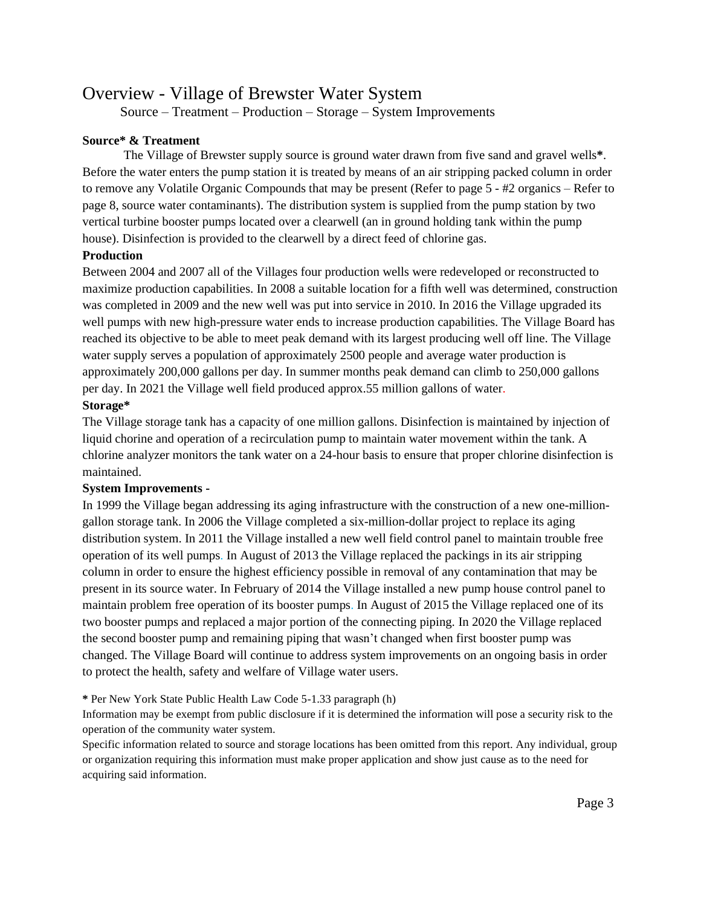# Overview - Village of Brewster Water System

Source – Treatment – Production – Storage – System Improvements

**Source* & Treatment**

The Village of Brewster supply source is ground water drawn from five sand and gravel wells**\***. Before the water enters the pump station it is treated by means of an air stripping packed column in order to remove any Volatile Organic Compounds that may be present (Refer to page 5 - #2 organics – Refer to page 8, source water contaminants). The distribution system is supplied from the pump station by two vertical turbine booster pumps located over a clearwell (an in ground holding tank within the pump house). Disinfection is provided to the clearwell by a direct feed of chlorine gas.

**Production**

Between 2004 and 2007 all of the Villages four production wells were redeveloped or reconstructed to maximize production capabilities. In 2008 a suitable location for a fifth well was determined, construction was completed in 2009 and the new well was put into service in 2010. In 2016 the Village upgraded its well pumps with new high-pressure water ends to increase production capabilities. The Village Board has reached its objective to be able to meet peak demand with its largest producing well off line. The Village water supply serves a population of approximately 2500 people and average water production is approximately 200,000 gallons per day. In summer months peak demand can climb to 250,000 gallons per day. In 2021 the Village well field produced approx.55 million gallons of water.

**Storage***

The Village storage tank has a capacity of one million gallons. Disinfection is maintained by injection of liquid chorine and operation of a recirculation pump to maintain water movement within the tank. A chlorine analyzer monitors the tank water on a 24-hour basis to ensure that proper chlorine disinfection is maintained.

**System Improvements -**

In 1999 the Village began addressing its aging infrastructure with the construction of a new one-million-gallon storage tank. In 2006 the Village completed a six-million-dollar project to replace its aging distribution system. In 2011 the Village installed a new well field control panel to maintain trouble free operation of its well pumps. In August of 2013 the Village replaced the packings in its air stripping column in order to ensure the highest efficiency possible in removal of any contamination that may be present in its source water. In February of 2014 the Village installed a new pump house control panel to maintain problem free operation of its booster pumps. In August of 2015 the Village replaced one of its two booster pumps and replaced a major portion of the connecting piping. In 2020 the Village replaced the second booster pump and remaining piping that wasn't changed when first booster pump was changed. The Village Board will continue to address system improvements on an ongoing basis in order to protect the health, safety and welfare of Village water users.

**\*** Per New York State Public Health Law Code 5-1.33 paragraph (h)

Information may be exempt from public disclosure if it is determined the information will pose a security risk to the operation of the community water system.

Specific information related to source and storage locations has been omitted from this report. Any individual, group or organization requiring this information must make proper application and show just cause as to the need for acquiring said information.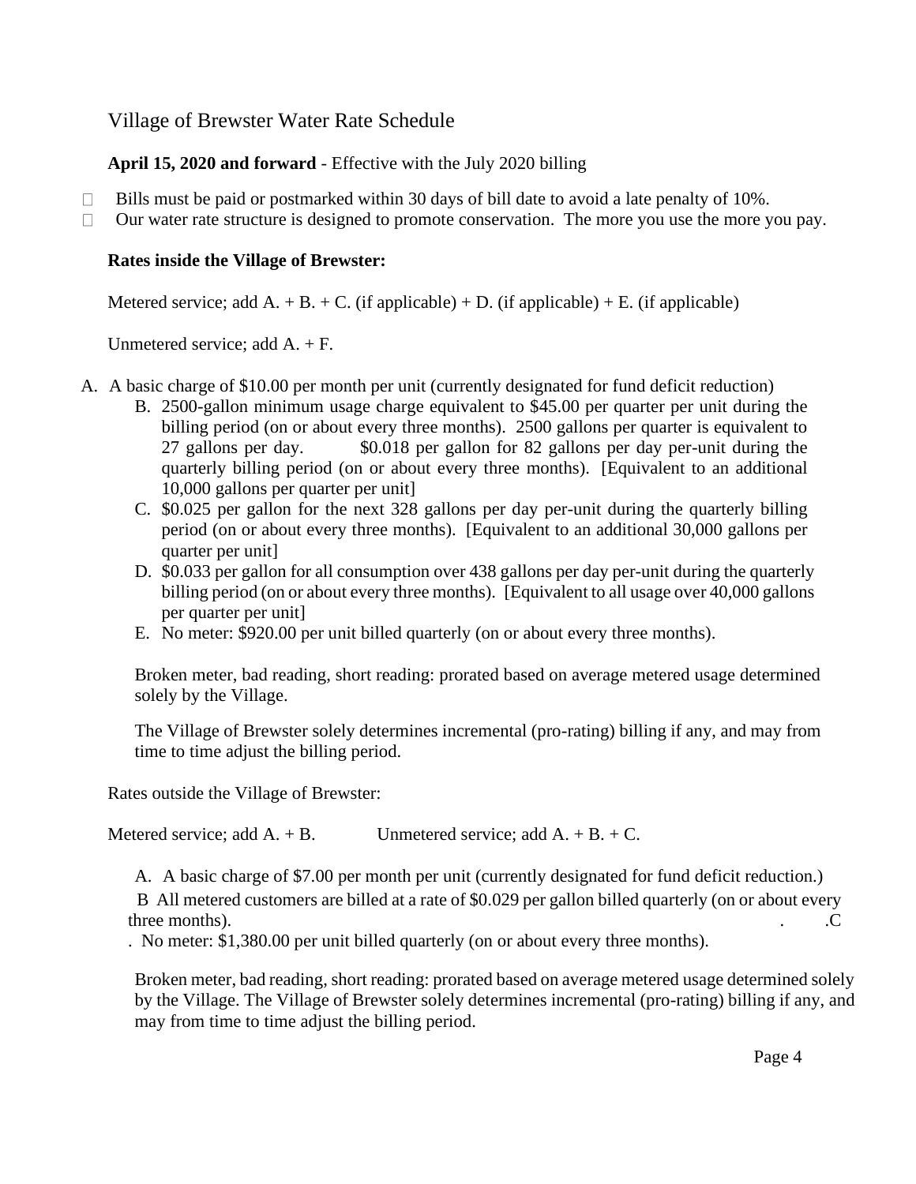# Village of Brewster Water Rate Schedule

**April 15, 2020 and forward** - Effective with the July 2020 billing

- Bills must be paid or postmarked within 30 days of bill date to avoid a late penalty of 10%.
- Our water rate structure is designed to promote conservation. The more you use the more you pay.

**Rates inside the Village of Brewster:**

Metered service; add A. + B. + C. (if applicable) + D. (if applicable) + E. (if applicable)

Unmetered service; add A. + F.

A. A basic charge of $10.00 per month per unit (currently designated for fund deficit reduction)

B. 2500-gallon minimum usage charge equivalent to $45.00 per quarter per unit during the billing period (on or about every three months). 2500 gallons per quarter is equivalent to 27 gallons per day. $0.018 per gallon for 82 gallons per day per-unit during the quarterly billing period (on or about every three months). [Equivalent to an additional 10,000 gallons per quarter per unit]

C. $0.025 per gallon for the next 328 gallons per day per-unit during the quarterly billing period (on or about every three months). [Equivalent to an additional 30,000 gallons per quarter per unit]

D. $0.033 per gallon for all consumption over 438 gallons per day per-unit during the quarterly billing period (on or about every three months). [Equivalent to all usage over 40,000 gallons per quarter per unit]

E. No meter: $920.00 per unit billed quarterly (on or about every three months).

Broken meter, bad reading, short reading: prorated based on average metered usage determined solely by the Village.

The Village of Brewster solely determines incremental (pro-rating) billing if any, and may from time to time adjust the billing period.

Rates outside the Village of Brewster:

Metered service; add A. + B. Unmetered service; add A. + B. + C.

A. A basic charge of $7.00 per month per unit (currently designated for fund deficit reduction.)

B All metered customers are billed at a rate of $0.029 per gallon billed quarterly (on or about every three months). . .C

. No meter: $1,380.00 per unit billed quarterly (on or about every three months).

Broken meter, bad reading, short reading: prorated based on average metered usage determined solely by the Village. The Village of Brewster solely determines incremental (pro-rating) billing if any, and may from time to time adjust the billing period.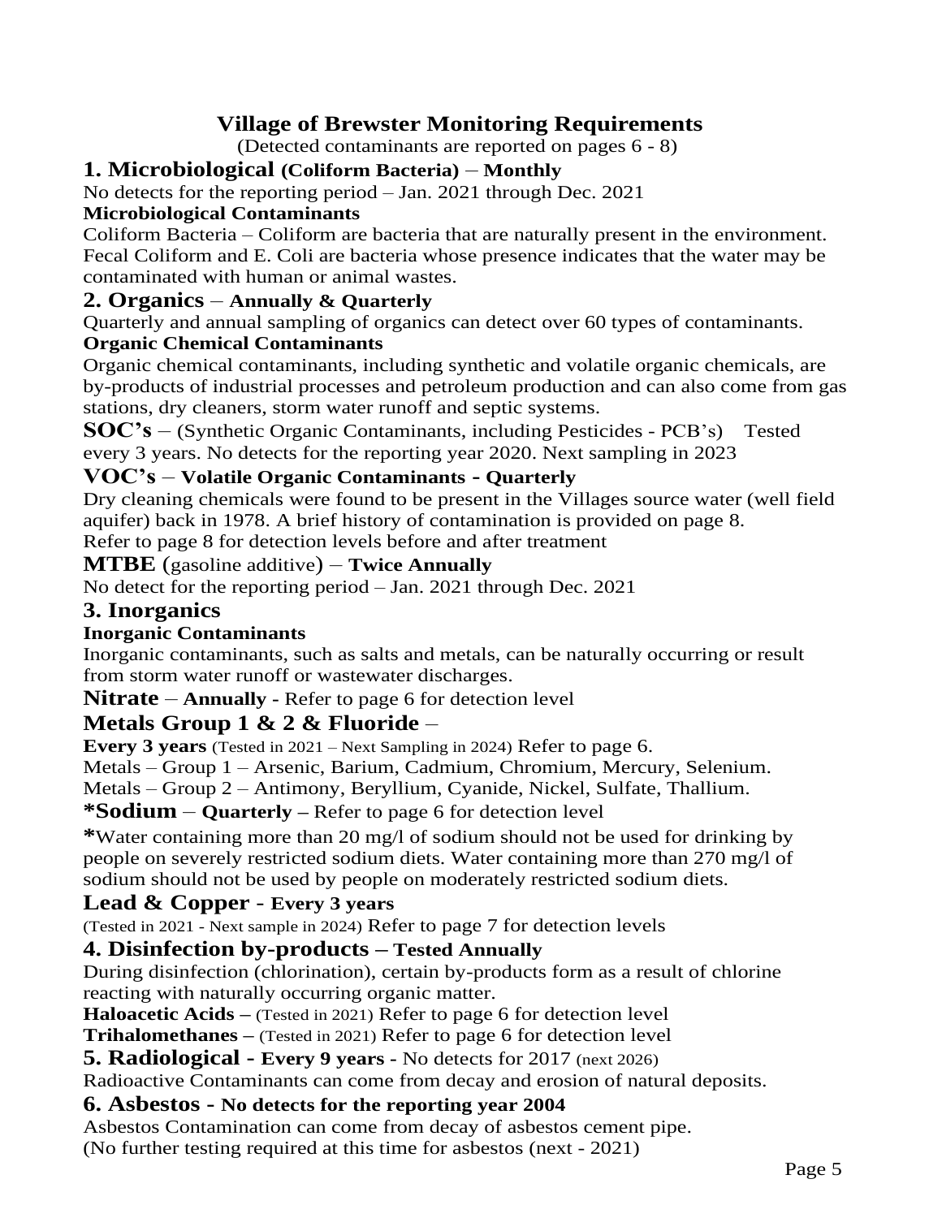# Village of Brewster Monitoring Requirements

(Detected contaminants are reported on pages 6 - 8)

## 1. Microbiological (Coliform Bacteria) – Monthly

No detects for the reporting period – Jan. 2021 through Dec. 2021

**Microbiological Contaminants**

Coliform Bacteria – Coliform are bacteria that are naturally present in the environment. Fecal Coliform and E. Coli are bacteria whose presence indicates that the water may be contaminated with human or animal wastes.

## 2. Organics – Annually & Quarterly

Quarterly and annual sampling of organics can detect over 60 types of contaminants.

**Organic Chemical Contaminants**

Organic chemical contaminants, including synthetic and volatile organic chemicals, are by-products of industrial processes and petroleum production and can also come from gas stations, dry cleaners, storm water runoff and septic systems.

**SOC's** – (Synthetic Organic Contaminants, including Pesticides - PCB's) Tested every 3 years. No detects for the reporting year 2020. Next sampling in 2023

**VOC's** – **Volatile Organic Contaminants - Quarterly**

Dry cleaning chemicals were found to be present in the Villages source water (well field aquifer) back in 1978. A brief history of contamination is provided on page 8.
Refer to page 8 for detection levels before and after treatment

**MTBE** (gasoline additive) – **Twice Annually**

No detect for the reporting period – Jan. 2021 through Dec. 2021

## 3. Inorganics

**Inorganic Contaminants**

Inorganic contaminants, such as salts and metals, can be naturally occurring or result from storm water runoff or wastewater discharges.

**Nitrate** – **Annually** - Refer to page 6 for detection level

**Metals Group 1 & 2 & Fluoride** –

**Every 3 years** (Tested in 2021 – Next Sampling in 2024) Refer to page 6.

Metals – Group 1 – Arsenic, Barium, Cadmium, Chromium, Mercury, Selenium.
Metals – Group 2 – Antimony, Beryllium, Cyanide, Nickel, Sulfate, Thallium.

**\*Sodium** – **Quarterly** – Refer to page 6 for detection level

**\***Water containing more than 20 mg/l of sodium should not be used for drinking by people on severely restricted sodium diets. Water containing more than 270 mg/l of sodium should not be used by people on moderately restricted sodium diets.

**Lead & Copper** - **Every 3 years**

(Tested in 2021 - Next sample in 2024) Refer to page 7 for detection levels

## 4. Disinfection by-products – Tested Annually

During disinfection (chlorination), certain by-products form as a result of chlorine reacting with naturally occurring organic matter.

**Haloacetic Acids** – (Tested in 2021) Refer to page 6 for detection level

**Trihalomethanes** – (Tested in 2021) Refer to page 6 for detection level

## 5. Radiological - Every 9 years - No detects for 2017 (next 2026)

Radioactive Contaminants can come from decay and erosion of natural deposits.

## 6. Asbestos - No detects for the reporting year 2004

Asbestos Contamination can come from decay of asbestos cement pipe.
(No further testing required at this time for asbestos (next - 2021)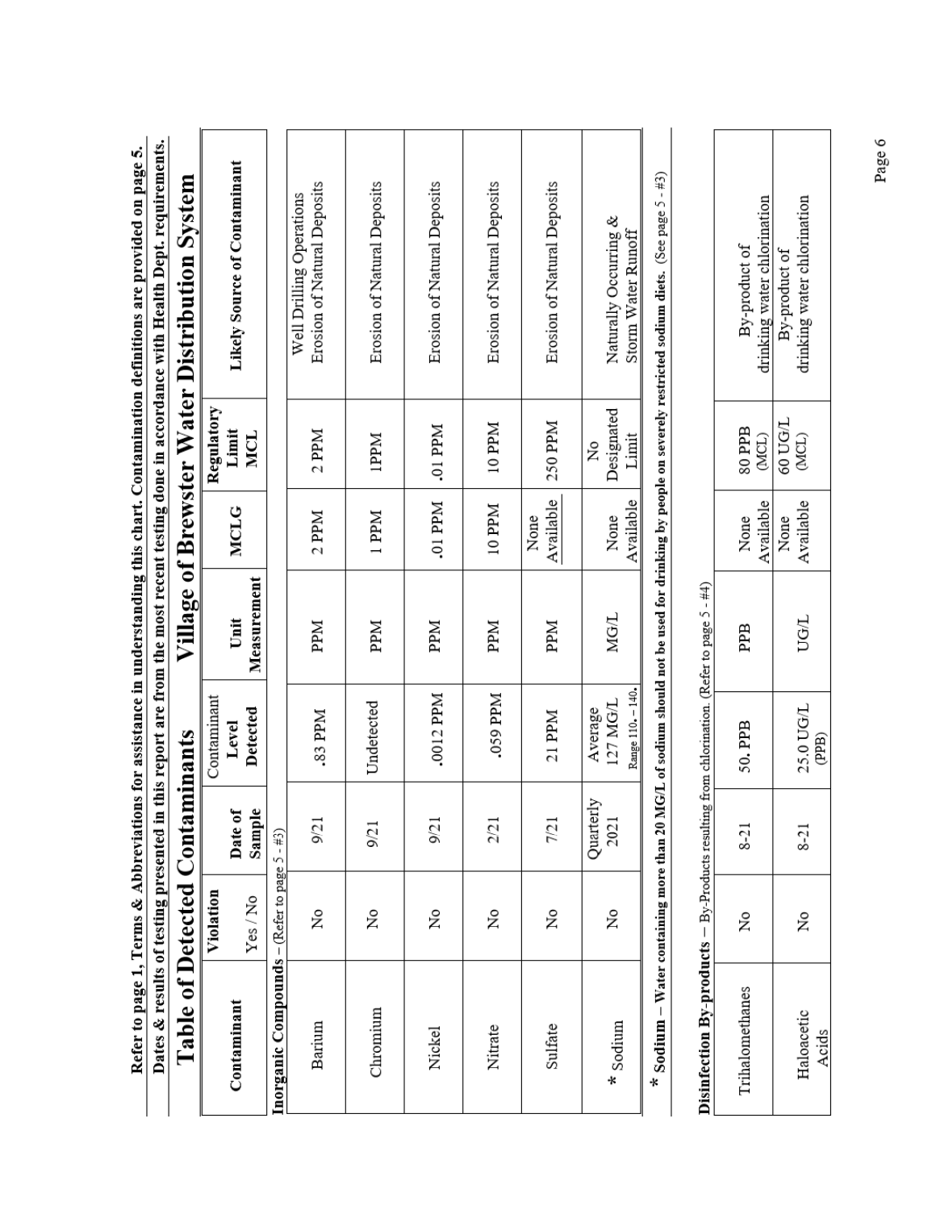**Refer to page 1, Terms & Abbreviations for assistance in understanding this chart. Contamination definitions are provided on page 5.**

**Dates & results of testing presented in this report are from the most recent testing done in accordance with Health Dept. requirements.**

## Table of Detected Contaminants — Village of Brewster Water Distribution System

| Contaminant | Violation Yes / No | Date of Sample | Contaminant Level Detected | Unit Measurement | MCLG | Regulatory Limit MCL | Likely Source of Contaminant |
|---|---|---|---|---|---|---|---|
| **Inorganic Compounds** – (Refer to page 5 - #3) | | | | | | | |
| Barium | No | 9/21 | .83 PPM | PPM | 2 PPM | 2 PPM | Well Drilling Operations Erosion of Natural Deposits |
| Chromium | No | 9/21 | Undetected | PPM | 1 PPM | 1PPM | Erosion of Natural Deposits |
| Nickel | No | 9/21 | .0012 PPM | PPM | .01 PPM | .01 PPM | Erosion of Natural Deposits |
| Nitrate | No | 2/21 | .059 PPM | PPM | 10 PPM | 10 PPM | Erosion of Natural Deposits |
| Sulfate | No | 7/21 | 21 PPM | PPM | None Available | 250 PPM | Erosion of Natural Deposits |
| * Sodium | No | Quarterly 2021 | Average 127 MG/L Range 110.– 140. | MG/L | None Available | No Designated Limit | Naturally Occurring & Storm Water Runoff |

**\* Sodium – Water containing more than 20 MG/L of sodium should not be used for drinking by people on severely restricted sodium diets.** (See page 5 - #3)

**Disinfection By-products** – By-Products resulting from chlorination. (Refer to page 5 - #4)

| Contaminant | Violation Yes / No | Date of Sample | Contaminant Level Detected | Unit Measurement | MCLG | Regulatory Limit MCL | Likely Source of Contaminant |
|---|---|---|---|---|---|---|---|
| Trihalomethanes | No | 8-21 | 50. PPB | PPB | None Available | 80 PPB (MCL) | By-product of drinking water chlorination |
| Haloacetic Acids | No | 8-21 | 25.0 UG/L (PPB) | UG/L | None Available | 60 UG/L (MCL) | By-product of drinking water chlorination |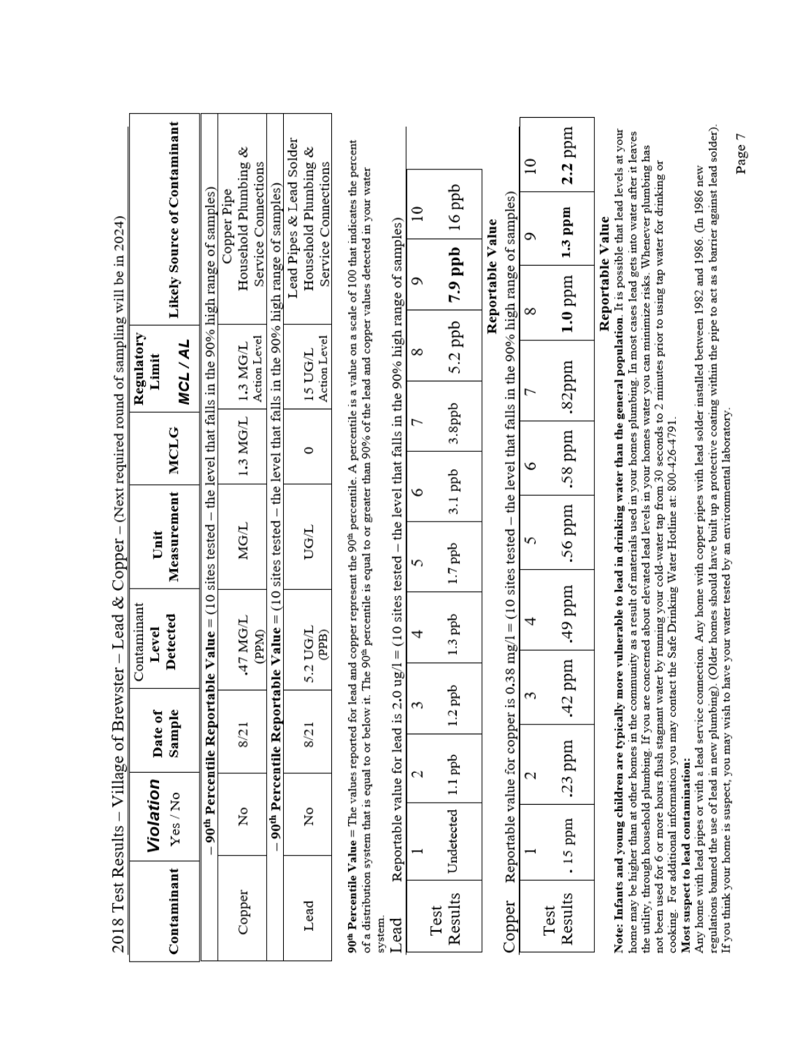# 2018 Test Results – Village of Brewster – Lead & Copper – (Next required round of sampling will be in 2024)

| Contaminant | *Violation* Yes / No | Date of Sample | Contaminant Level Detected | Unit Measurement | MCLG | Regulatory Limit *MCL / AL* | Likely Source of Contaminant |
|---|---|---|---|---|---|---|---|
| – **90th Percentile Reportable Value** = (10 sites tested – the level that falls in the 90% high range of samples) | | | | | | | |
| Copper | No | 8/21 | .47 MG/L (PPM) | MG/L | 1.3 MG/L | 1.3 MG/L Action Level | Copper Pipe Household Plumbing & Service Connections |
| – **90th Percentile Reportable Value** = (10 sites tested – the level that falls in the 90% high range of samples) | | | | | | | |
| Lead | No | 8/21 | 5.2 UG/L (PPB) | UG/L | 0 | 15 UG/L Action Level | Lead Pipes & Lead Solder Household Plumbing & Service Connections |

**90th Percentile Value** = The values reported for lead and copper represent the 90th percentile. A percentile is a value on a scale of 100 that indicates the percent of a distribution system that is equal to or below it. The 90th percentile is equal to or greater than 90% of the lead and copper values detected in your water system.

Lead Reportable value for lead is 2.0 ug/l = (10 sites tested – the level that falls in the 90% high range of samples)

| | 1 | 2 | 3 | 4 | 5 | 6 | 7 | 8 | 9 | 10 |
|---|---|---|---|---|---|---|---|---|---|---|
| Test Results | Undetected | 1.1 ppb | 1.2 ppb | 1.3 ppb | 1.7 ppb | 3.1 ppb | 3.8ppb | 5.2 ppb | **7.9 ppb** | 16 ppb |

**Reportable Value**

Copper Reportable value for copper is 0.38 mg/l = (10 sites tested – the level that falls in the 90% high range of samples)

| | 1 | 2 | 3 | 4 | 5 | 6 | 7 | 8 | 9 | 10 |
|---|---|---|---|---|---|---|---|---|---|---|
| Test Results | . 15 ppm | .23 ppm | .42 ppm | .49 ppm | .56 ppm | .58 ppm | .82ppm | **1.0** ppm | **1.3 ppm** | **2.2** ppm |

**Reportable Value**

**Note: Infants and young children are typically more vulnerable to lead in drinking water than the general population**. It is possible that lead levels at your home may be higher than at other homes in the community as a result of materials used in your homes plumbing. In most cases lead gets into water after it leaves the utility, through household plumbing. If you are concerned about elevated lead levels in your homes water you can minimize risks. Whenever plumbing has not been used for 6 or more hours flush stagnant water by running your cold-water tap from 30 seconds to 2 minutes prior to using tap water for drinking or cooking. For additional information you may contact the Safe Drinking Water Hotline at: 800-426-4791.

**Most suspect to lead contamination:**

Any home with lead pipes or with a lead service connection. Any home with copper pipes with lead solder installed between 1982 and 1986. (In 1986 new regulations banned the use of lead in new plumbing). (Older homes should have built up a protective coating within the pipe to act as a barrier against lead solder). If you think your home is suspect, you may wish to have your water tested by an environmental laboratory.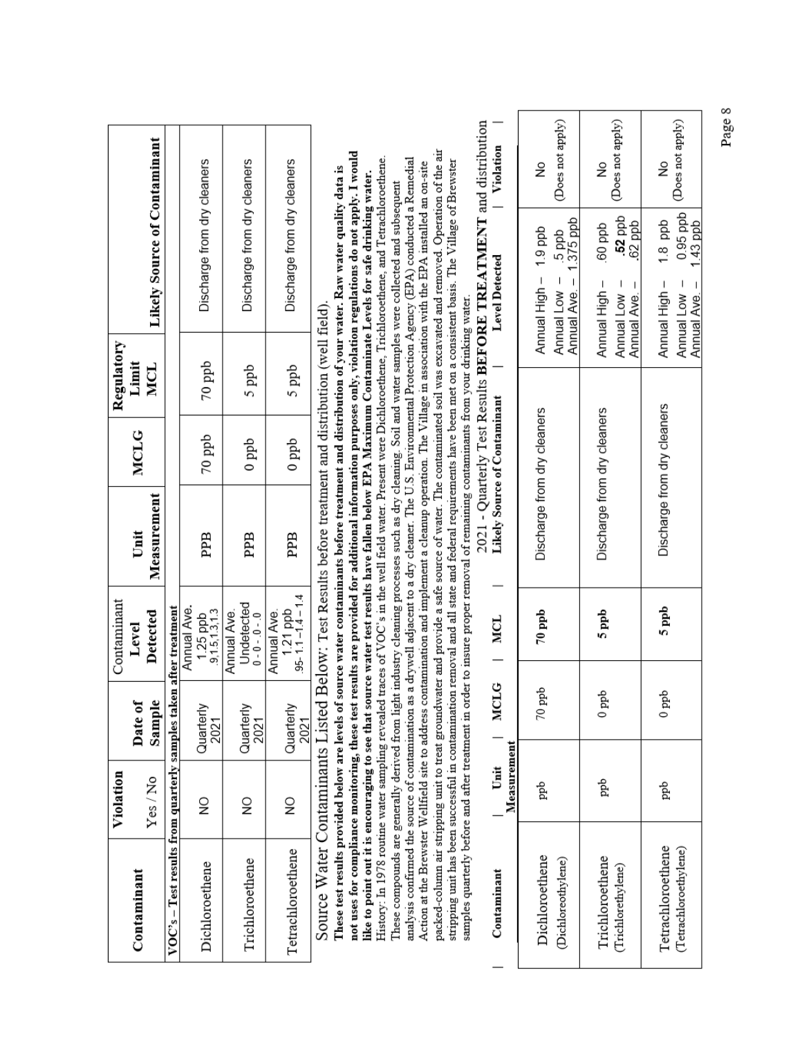| Contaminant | Violation Yes / No | Date of Sample | Contaminant Level Detected | Unit Measurement | MCLG | Regulatory Limit MCL | Likely Source of Contaminant |
|---|---|---|---|---|---|---|---|
| **VOC's – Test results from quarterly samples taken after treatment** | | | | | | | |
| Dichloroethene | NO | Quarterly 2021 | Annual Ave. 1.25 ppb .9,1.5,1.3,1.3 | PPB | 70 ppb | 70 ppb | Discharge from dry cleaners |
| Trichloroethene | NO | Quarterly 2021 | Annual Ave. Undetected 0 - 0 - .0 - .0 | PPB | 0 ppb | 5 ppb | Discharge from dry cleaners |
| Tetrachloroethene | NO | Quarterly 2021 | Annual Ave. 1.21 ppb .95-1.1 –1.4 – 1.4 | PPB | 0 ppb | 5 ppb | Discharge from dry cleaners |

## Source Water Contaminants Listed Below: Test Results before treatment and distribution (well field).

**These test results provided below are levels of source water contaminants before treatment and distribution of your water. Raw water quality data is not uses for compliance monitoring, these test results are provided for additional information purposes only, violation regulations do not apply. I would like to point out it is encouraging to see that source water test results have fallen below EPA Maximum Contaminate Levels for safe drinking water.**

History: In 1978 routine water sampling revealed traces of VOC's in the well field water. Present were Dichloroethene, Trichloroethene, and Tetrachloroethene. These compounds are generally derived from light industry cleaning processes such as dry cleaning. Soil and water samples were collected and subsequent analysis confirmed the source of contamination as a drywell adjacent to a dry cleaner. The U.S. Environmental Protection Agency (EPA) conducted a Remedial Action at the Brewster Wellfield site to address contamination and implement a cleanup operation. The Village in association with the EPA installed an on-site packed-column air stripping unit to treat groundwater and provide a safe source of water. The contaminated soil was excavated and removed. Operation of the air stripping unit has been successful in contamination removal and all state and federal requirements have been met on a consistent basis. The Village of Brewster samples quarterly before and after treatment in order to insure proper removal of remaining contaminants from your drinking water.

2021 - Quarterly Test Results **BEFORE TREATMENT** and distribution

| Contaminant | Unit Measurement | MCLG | MCL | Likely Source of Contaminant | Level Detected | Violation |
|---|---|---|---|---|---|---|
| Dichloroethene (Dichloroethylene) | ppb | 70 ppb | **70 ppb** | Discharge from dry cleaners | Annual High – 1.9 ppb<br>Annual Low – .5 ppb<br>Annual Ave. – 1.375 ppb | No (Does not apply) |
| Trichloroethene (Trichlorethylene) | ppb | 0 ppb | **5 ppb** | Discharge from dry cleaners | Annual High – .60 ppb<br>Annual Low – **.52** ppb<br>Annual Ave. – .62 ppb | No (Does not apply) |
| Tetrachloroethene (Tetrachloroethylene) | ppb | 0 ppb | **5 ppb** | Discharge from dry cleaners | Annual High – 1.8 ppb<br>Annual Low – 0.95 ppb<br>Annual Ave. – 1.43 ppb | No (Does not apply) |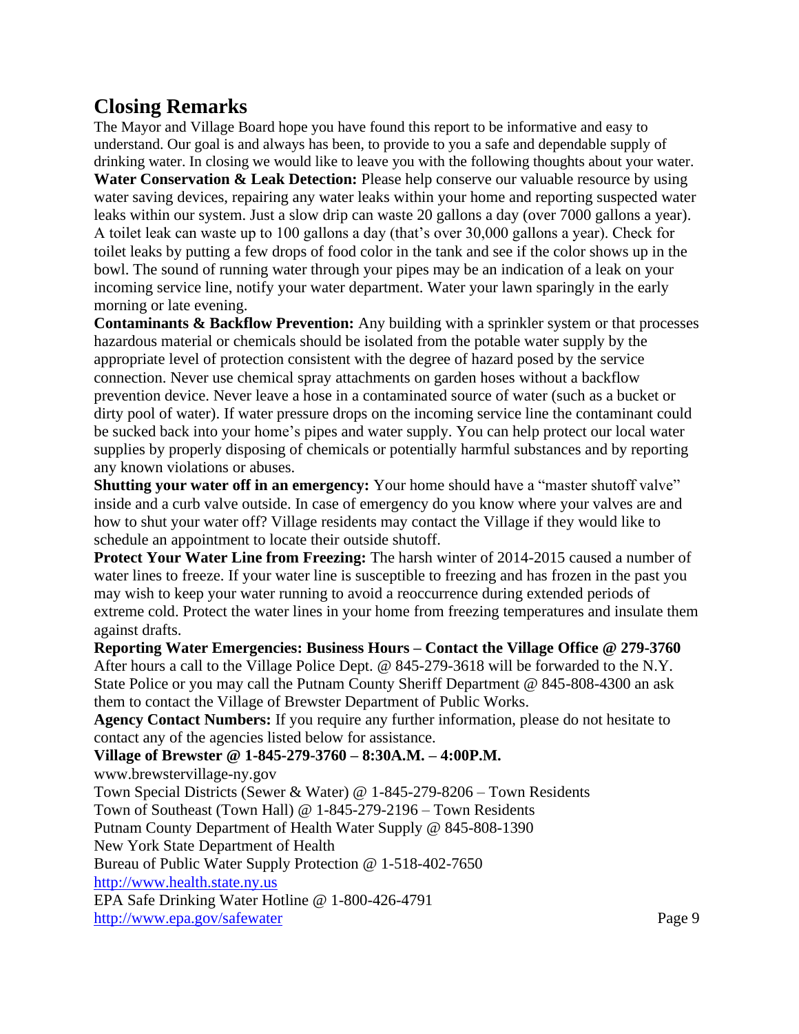## Closing Remarks

The Mayor and Village Board hope you have found this report to be informative and easy to understand. Our goal is and always has been, to provide to you a safe and dependable supply of drinking water. In closing we would like to leave you with the following thoughts about your water.

**Water Conservation & Leak Detection:** Please help conserve our valuable resource by using water saving devices, repairing any water leaks within your home and reporting suspected water leaks within our system. Just a slow drip can waste 20 gallons a day (over 7000 gallons a year). A toilet leak can waste up to 100 gallons a day (that's over 30,000 gallons a year). Check for toilet leaks by putting a few drops of food color in the tank and see if the color shows up in the bowl. The sound of running water through your pipes may be an indication of a leak on your incoming service line, notify your water department. Water your lawn sparingly in the early morning or late evening.

**Contaminants & Backflow Prevention:** Any building with a sprinkler system or that processes hazardous material or chemicals should be isolated from the potable water supply by the appropriate level of protection consistent with the degree of hazard posed by the service connection. Never use chemical spray attachments on garden hoses without a backflow prevention device. Never leave a hose in a contaminated source of water (such as a bucket or dirty pool of water). If water pressure drops on the incoming service line the contaminant could be sucked back into your home's pipes and water supply. You can help protect our local water supplies by properly disposing of chemicals or potentially harmful substances and by reporting any known violations or abuses.

**Shutting your water off in an emergency:** Your home should have a "master shutoff valve" inside and a curb valve outside. In case of emergency do you know where your valves are and how to shut your water off? Village residents may contact the Village if they would like to schedule an appointment to locate their outside shutoff.

**Protect Your Water Line from Freezing:** The harsh winter of 2014-2015 caused a number of water lines to freeze. If your water line is susceptible to freezing and has frozen in the past you may wish to keep your water running to avoid a reoccurrence during extended periods of extreme cold. Protect the water lines in your home from freezing temperatures and insulate them against drafts.

**Reporting Water Emergencies: Business Hours – Contact the Village Office @ 279-3760**
After hours a call to the Village Police Dept. @ 845-279-3618 will be forwarded to the N.Y. State Police or you may call the Putnam County Sheriff Department @ 845-808-4300 an ask them to contact the Village of Brewster Department of Public Works.

**Agency Contact Numbers:** If you require any further information, please do not hesitate to contact any of the agencies listed below for assistance.

**Village of Brewster @ 1-845-279-3760 – 8:30A.M. – 4:00P.M.**
www.brewstervillage-ny.gov
Town Special Districts (Sewer & Water) @ 1-845-279-8206 – Town Residents
Town of Southeast (Town Hall) @ 1-845-279-2196 – Town Residents
Putnam County Department of Health Water Supply @ 845-808-1390
New York State Department of Health
Bureau of Public Water Supply Protection @ 1-518-402-7650
http://www.health.state.ny.us
EPA Safe Drinking Water Hotline @ 1-800-426-4791
http://www.epa.gov/safewater